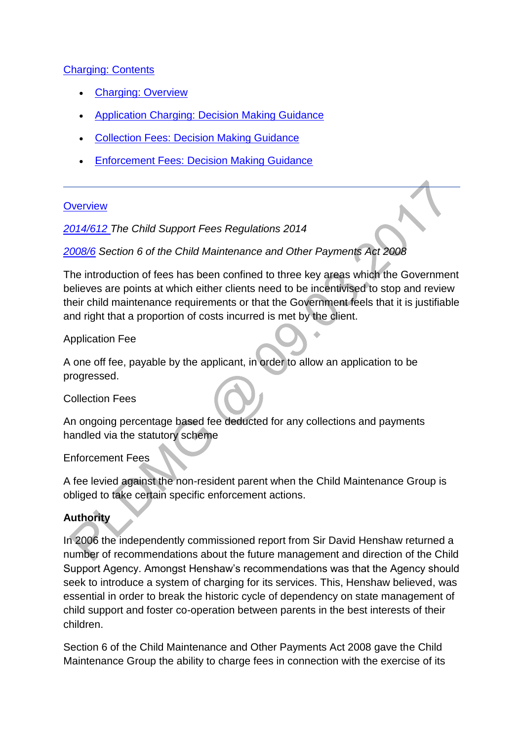Charging: Contents

- Charging: Overview
- Application Charging: Decision Making Guidance
- Collection Fees: Decision Making Guidance
- Enforcement Fees: Decision Making Guidance

---

Overview

*2014/612 The Child Support Fees Regulations 2014*

*2008/6 Section 6 of the Child Maintenance and Other Payments Act 2008*

The introduction of fees has been confined to three key areas which the Government believes are points at which either clients need to be incentivised to stop and review their child maintenance requirements or that the Government feels that it is justifiable and right that a proportion of costs incurred is met by the client.

Application Fee

A one off fee, payable by the applicant, in order to allow an application to be progressed.

Collection Fees

An ongoing percentage based fee deducted for any collections and payments handled via the statutory scheme

Enforcement Fees

A fee levied against the non-resident parent when the Child Maintenance Group is obliged to take certain specific enforcement actions.

**Authority**

In 2006 the independently commissioned report from Sir David Henshaw returned a number of recommendations about the future management and direction of the Child Support Agency. Amongst Henshaw's recommendations was that the Agency should seek to introduce a system of charging for its services. This, Henshaw believed, was essential in order to break the historic cycle of dependency on state management of child support and foster co-operation between parents in the best interests of their children.

Section 6 of the Child Maintenance and Other Payments Act 2008 gave the Child Maintenance Group the ability to charge fees in connection with the exercise of its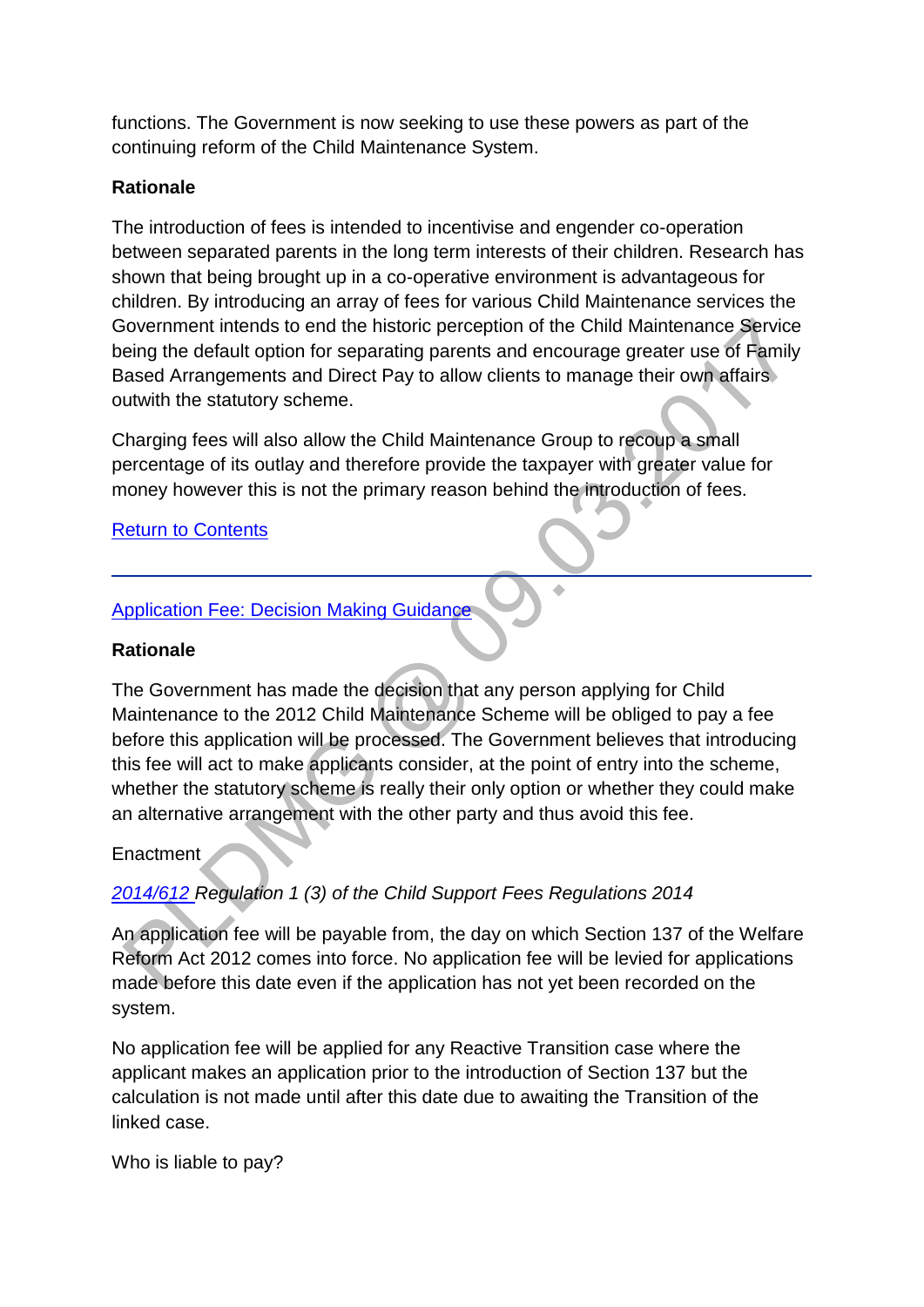functions. The Government is now seeking to use these powers as part of the continuing reform of the Child Maintenance System.

**Rationale**

The introduction of fees is intended to incentivise and engender co-operation between separated parents in the long term interests of their children. Research has shown that being brought up in a co-operative environment is advantageous for children. By introducing an array of fees for various Child Maintenance services the Government intends to end the historic perception of the Child Maintenance Service being the default option for separating parents and encourage greater use of Family Based Arrangements and Direct Pay to allow clients to manage their own affairs outwith the statutory scheme.

Charging fees will also allow the Child Maintenance Group to recoup a small percentage of its outlay and therefore provide the taxpayer with greater value for money however this is not the primary reason behind the introduction of fees.

Return to Contents

---

Application Fee: Decision Making Guidance

**Rationale**

The Government has made the decision that any person applying for Child Maintenance to the 2012 Child Maintenance Scheme will be obliged to pay a fee before this application will be processed. The Government believes that introducing this fee will act to make applicants consider, at the point of entry into the scheme, whether the statutory scheme is really their only option or whether they could make an alternative arrangement with the other party and thus avoid this fee.

Enactment

*2014/612 Regulation 1 (3) of the Child Support Fees Regulations 2014*

An application fee will be payable from, the day on which Section 137 of the Welfare Reform Act 2012 comes into force. No application fee will be levied for applications made before this date even if the application has not yet been recorded on the system.

No application fee will be applied for any Reactive Transition case where the applicant makes an application prior to the introduction of Section 137 but the calculation is not made until after this date due to awaiting the Transition of the linked case.

Who is liable to pay?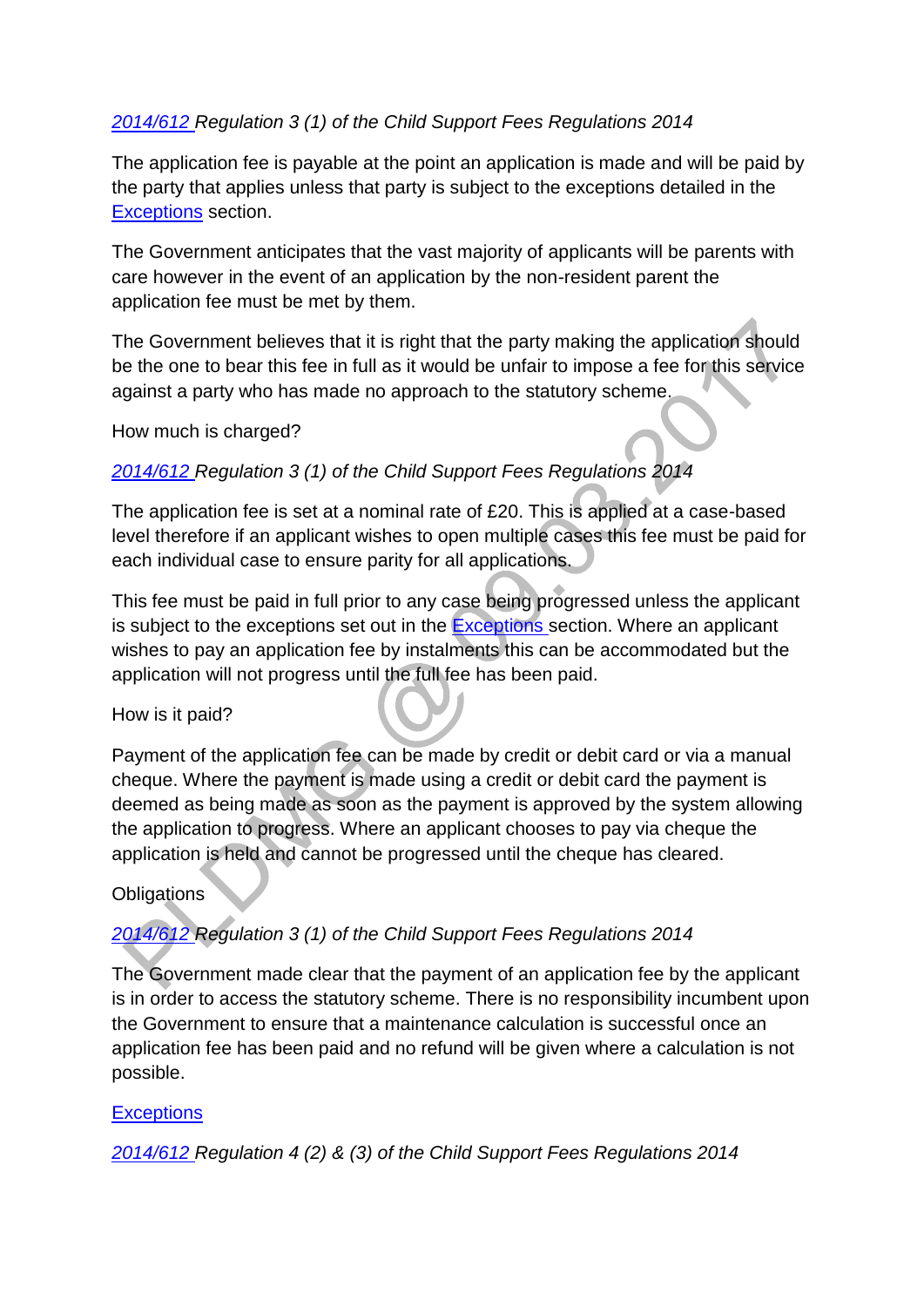*[2014/612](#) Regulation 3 (1) of the Child Support Fees Regulations 2014*

The application fee is payable at the point an application is made and will be paid by the party that applies unless that party is subject to the exceptions detailed in the [Exceptions](#) section.

The Government anticipates that the vast majority of applicants will be parents with care however in the event of an application by the non-resident parent the application fee must be met by them.

The Government believes that it is right that the party making the application should be the one to bear this fee in full as it would be unfair to impose a fee for this service against a party who has made no approach to the statutory scheme.

How much is charged?

*[2014/612](#) Regulation 3 (1) of the Child Support Fees Regulations 2014*

The application fee is set at a nominal rate of £20. This is applied at a case-based level therefore if an applicant wishes to open multiple cases this fee must be paid for each individual case to ensure parity for all applications.

This fee must be paid in full prior to any case being progressed unless the applicant is subject to the exceptions set out in the [Exceptions](#) section. Where an applicant wishes to pay an application fee by instalments this can be accommodated but the application will not progress until the full fee has been paid.

How is it paid?

Payment of the application fee can be made by credit or debit card or via a manual cheque. Where the payment is made using a credit or debit card the payment is deemed as being made as soon as the payment is approved by the system allowing the application to progress. Where an applicant chooses to pay via cheque the application is held and cannot be progressed until the cheque has cleared.

Obligations

*[2014/612](#) Regulation 3 (1) of the Child Support Fees Regulations 2014*

The Government made clear that the payment of an application fee by the applicant is in order to access the statutory scheme. There is no responsibility incumbent upon the Government to ensure that a maintenance calculation is successful once an application fee has been paid and no refund will be given where a calculation is not possible.

[Exceptions](#)

*[2014/612](#) Regulation 4 (2) & (3) of the Child Support Fees Regulations 2014*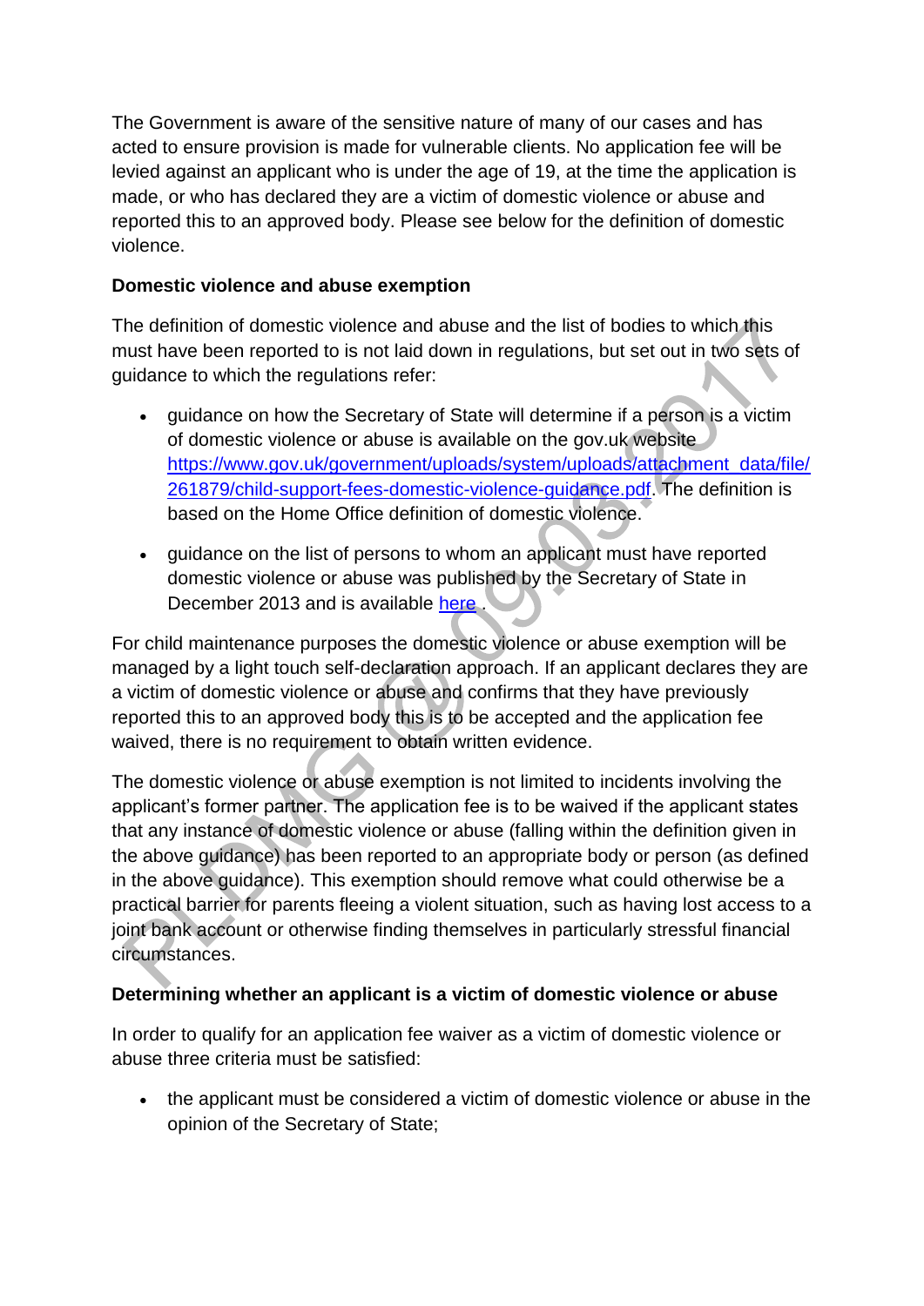The Government is aware of the sensitive nature of many of our cases and has acted to ensure provision is made for vulnerable clients. No application fee will be levied against an applicant who is under the age of 19, at the time the application is made, or who has declared they are a victim of domestic violence or abuse and reported this to an approved body. Please see below for the definition of domestic violence.

**Domestic violence and abuse exemption**

The definition of domestic violence and abuse and the list of bodies to which this must have been reported to is not laid down in regulations, but set out in two sets of guidance to which the regulations refer:

- guidance on how the Secretary of State will determine if a person is a victim of domestic violence or abuse is available on the gov.uk website [https://www.gov.uk/government/uploads/system/uploads/attachment_data/file/261879/child-support-fees-domestic-violence-guidance.pdf](https://www.gov.uk/government/uploads/system/uploads/attachment_data/file/261879/child-support-fees-domestic-violence-guidance.pdf). The definition is based on the Home Office definition of domestic violence.
- guidance on the list of persons to whom an applicant must have reported domestic violence or abuse was published by the Secretary of State in December 2013 and is available here .

For child maintenance purposes the domestic violence or abuse exemption will be managed by a light touch self-declaration approach. If an applicant declares they are a victim of domestic violence or abuse and confirms that they have previously reported this to an approved body this is to be accepted and the application fee waived, there is no requirement to obtain written evidence.

The domestic violence or abuse exemption is not limited to incidents involving the applicant's former partner. The application fee is to be waived if the applicant states that any instance of domestic violence or abuse (falling within the definition given in the above guidance) has been reported to an appropriate body or person (as defined in the above guidance). This exemption should remove what could otherwise be a practical barrier for parents fleeing a violent situation, such as having lost access to a joint bank account or otherwise finding themselves in particularly stressful financial circumstances.

**Determining whether an applicant is a victim of domestic violence or abuse**

In order to qualify for an application fee waiver as a victim of domestic violence or abuse three criteria must be satisfied:

- the applicant must be considered a victim of domestic violence or abuse in the opinion of the Secretary of State;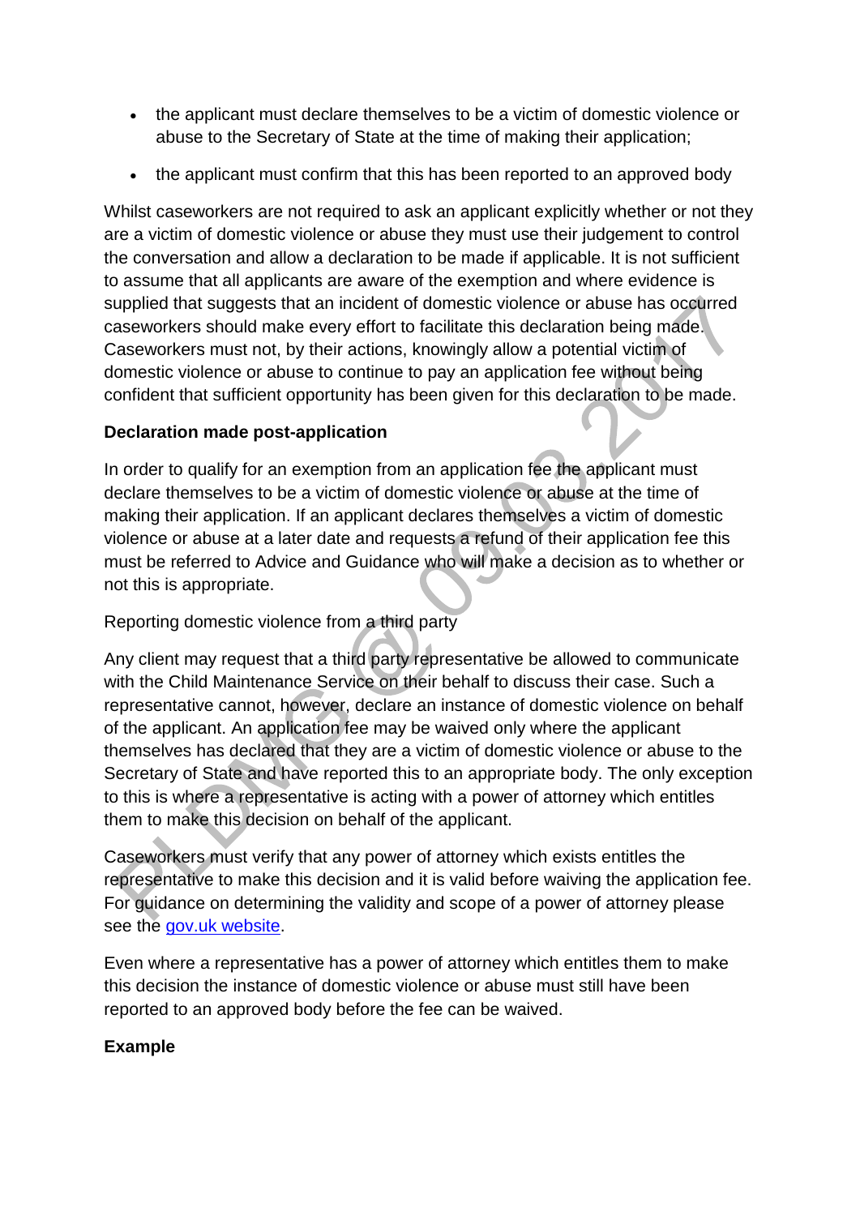- the applicant must declare themselves to be a victim of domestic violence or abuse to the Secretary of State at the time of making their application;
- the applicant must confirm that this has been reported to an approved body

Whilst caseworkers are not required to ask an applicant explicitly whether or not they are a victim of domestic violence or abuse they must use their judgement to control the conversation and allow a declaration to be made if applicable. It is not sufficient to assume that all applicants are aware of the exemption and where evidence is supplied that suggests that an incident of domestic violence or abuse has occurred caseworkers should make every effort to facilitate this declaration being made. Caseworkers must not, by their actions, knowingly allow a potential victim of domestic violence or abuse to continue to pay an application fee without being confident that sufficient opportunity has been given for this declaration to be made.

**Declaration made post-application**

In order to qualify for an exemption from an application fee the applicant must declare themselves to be a victim of domestic violence or abuse at the time of making their application. If an applicant declares themselves a victim of domestic violence or abuse at a later date and requests a refund of their application fee this must be referred to Advice and Guidance who will make a decision as to whether or not this is appropriate.

Reporting domestic violence from a third party

Any client may request that a third party representative be allowed to communicate with the Child Maintenance Service on their behalf to discuss their case. Such a representative cannot, however, declare an instance of domestic violence on behalf of the applicant. An application fee may be waived only where the applicant themselves has declared that they are a victim of domestic violence or abuse to the Secretary of State and have reported this to an appropriate body. The only exception to this is where a representative is acting with a power of attorney which entitles them to make this decision on behalf of the applicant.

Caseworkers must verify that any power of attorney which exists entitles the representative to make this decision and it is valid before waiving the application fee. For guidance on determining the validity and scope of a power of attorney please see the gov.uk website.

Even where a representative has a power of attorney which entitles them to make this decision the instance of domestic violence or abuse must still have been reported to an approved body before the fee can be waived.

**Example**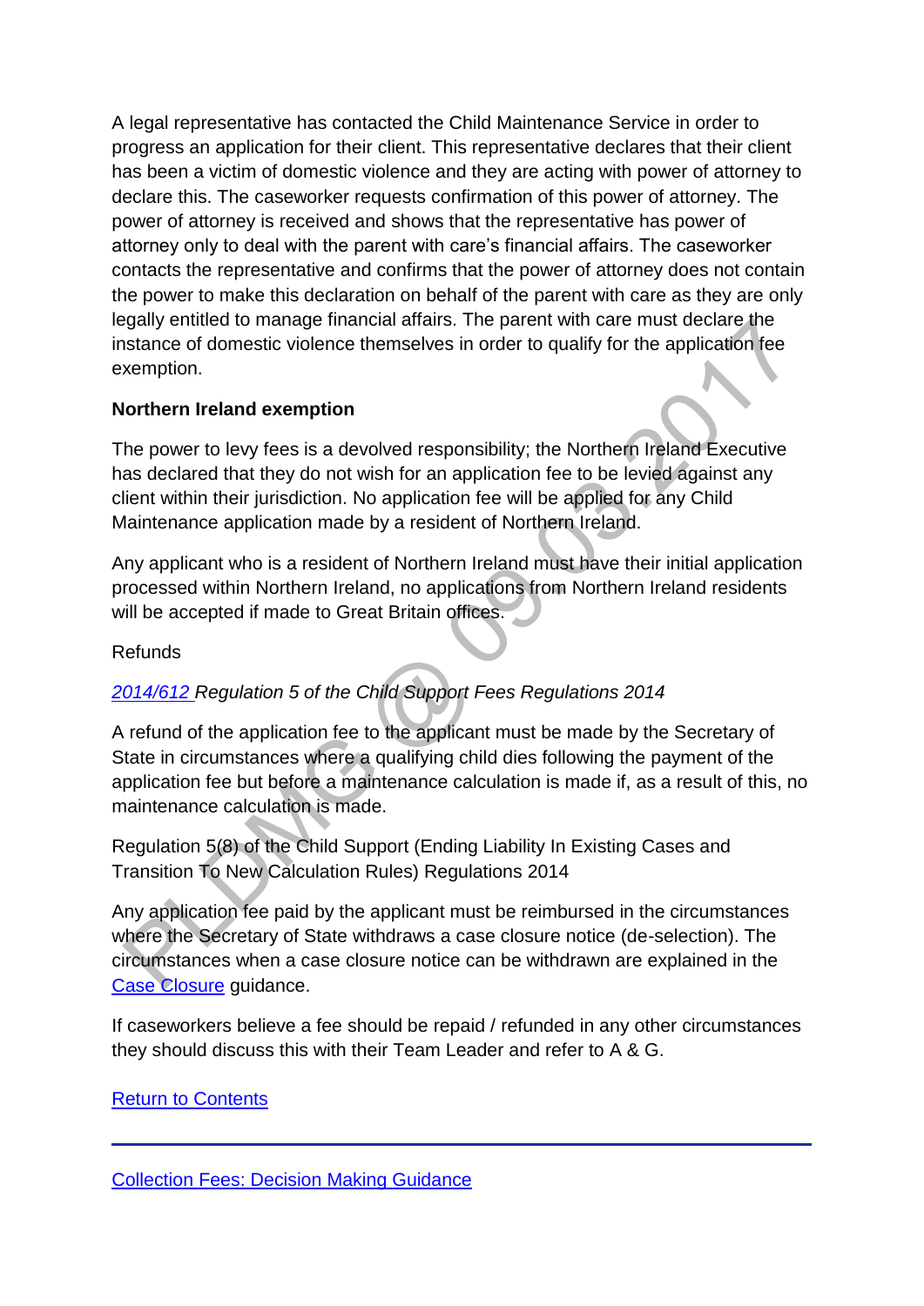A legal representative has contacted the Child Maintenance Service in order to progress an application for their client. This representative declares that their client has been a victim of domestic violence and they are acting with power of attorney to declare this. The caseworker requests confirmation of this power of attorney. The power of attorney is received and shows that the representative has power of attorney only to deal with the parent with care's financial affairs. The caseworker contacts the representative and confirms that the power of attorney does not contain the power to make this declaration on behalf of the parent with care as they are only legally entitled to manage financial affairs. The parent with care must declare the instance of domestic violence themselves in order to qualify for the application fee exemption.

**Northern Ireland exemption**

The power to levy fees is a devolved responsibility; the Northern Ireland Executive has declared that they do not wish for an application fee to be levied against any client within their jurisdiction. No application fee will be applied for any Child Maintenance application made by a resident of Northern Ireland.

Any applicant who is a resident of Northern Ireland must have their initial application processed within Northern Ireland, no applications from Northern Ireland residents will be accepted if made to Great Britain offices.

Refunds

*[2014/612](#) Regulation 5 of the Child Support Fees Regulations 2014*

A refund of the application fee to the applicant must be made by the Secretary of State in circumstances where a qualifying child dies following the payment of the application fee but before a maintenance calculation is made if, as a result of this, no maintenance calculation is made.

Regulation 5(8) of the Child Support (Ending Liability In Existing Cases and Transition To New Calculation Rules) Regulations 2014

Any application fee paid by the applicant must be reimbursed in the circumstances where the Secretary of State withdraws a case closure notice (de-selection). The circumstances when a case closure notice can be withdrawn are explained in the [Case Closure](#) guidance.

If caseworkers believe a fee should be repaid / refunded in any other circumstances they should discuss this with their Team Leader and refer to A & G.

[Return to Contents](#)

---

[Collection Fees: Decision Making Guidance](#)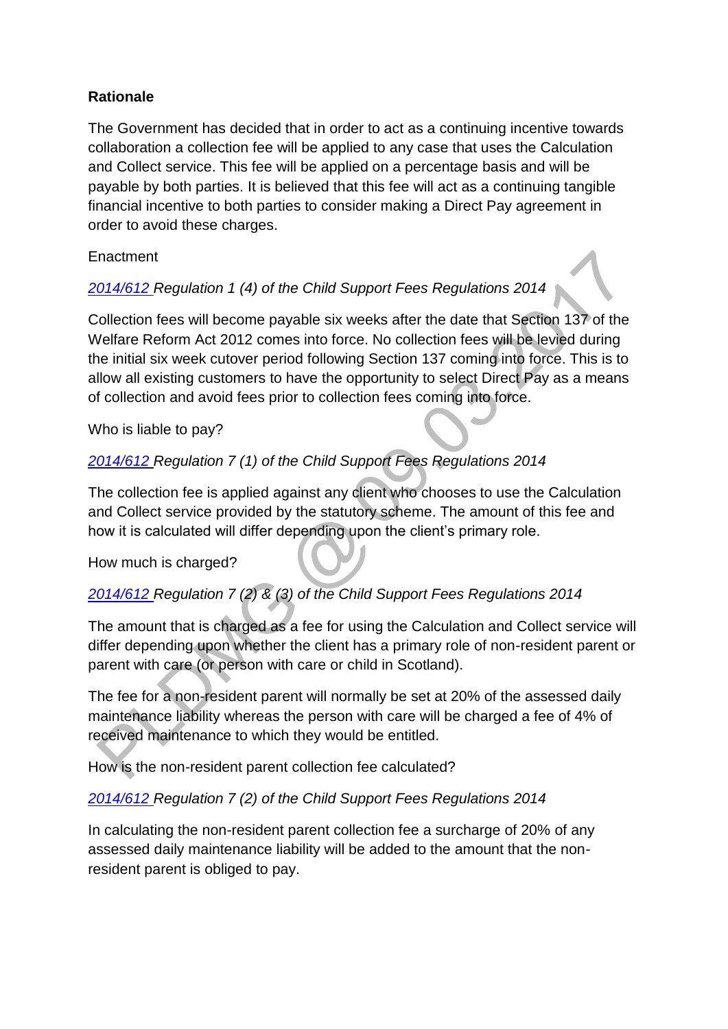**Rationale**

The Government has decided that in order to act as a continuing incentive towards collaboration a collection fee will be applied to any case that uses the Calculation and Collect service. This fee will be applied on a percentage basis and will be payable by both parties. It is believed that this fee will act as a continuing tangible financial incentive to both parties to consider making a Direct Pay agreement in order to avoid these charges.

Enactment

*2014/612 Regulation 1 (4) of the Child Support Fees Regulations 2014*

Collection fees will become payable six weeks after the date that Section 137 of the Welfare Reform Act 2012 comes into force. No collection fees will be levied during the initial six week cutover period following Section 137 coming into force. This is to allow all existing customers to have the opportunity to select Direct Pay as a means of collection and avoid fees prior to collection fees coming into force.

Who is liable to pay?

*2014/612 Regulation 7 (1) of the Child Support Fees Regulations 2014*

The collection fee is applied against any client who chooses to use the Calculation and Collect service provided by the statutory scheme. The amount of this fee and how it is calculated will differ depending upon the client's primary role.

How much is charged?

*2014/612 Regulation 7 (2) & (3) of the Child Support Fees Regulations 2014*

The amount that is charged as a fee for using the Calculation and Collect service will differ depending upon whether the client has a primary role of non-resident parent or parent with care (or person with care or child in Scotland).

The fee for a non-resident parent will normally be set at 20% of the assessed daily maintenance liability whereas the person with care will be charged a fee of 4% of received maintenance to which they would be entitled.

How is the non-resident parent collection fee calculated?

*2014/612 Regulation 7 (2) of the Child Support Fees Regulations 2014*

In calculating the non-resident parent collection fee a surcharge of 20% of any assessed daily maintenance liability will be added to the amount that the non-resident parent is obliged to pay.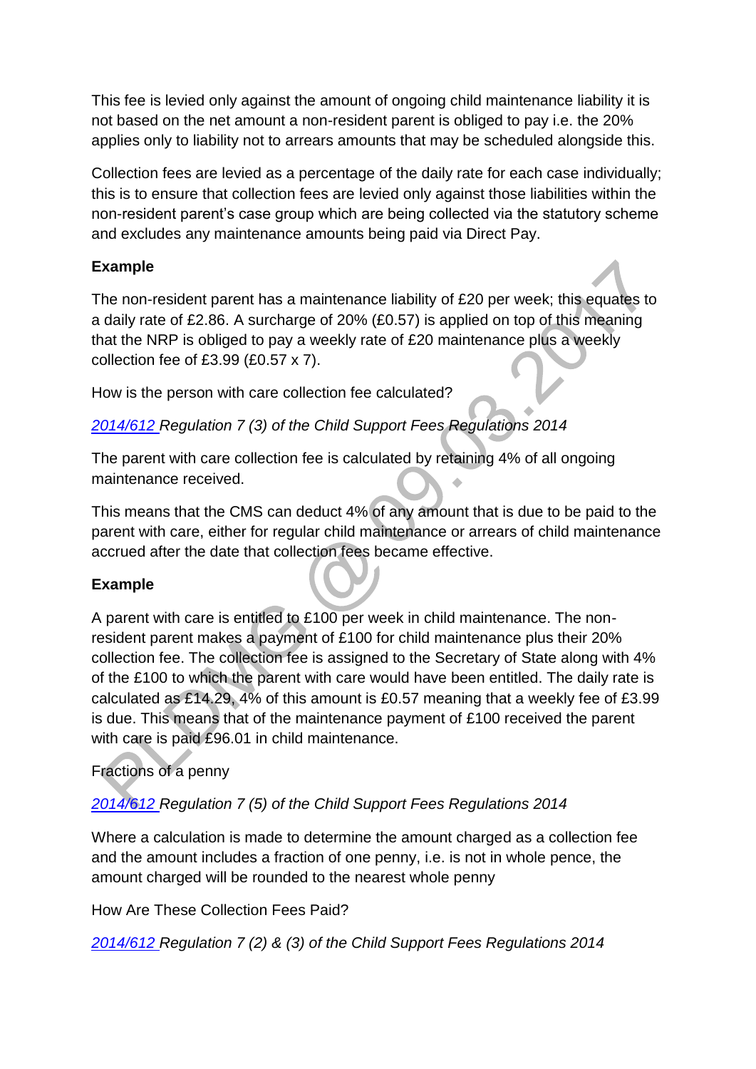This fee is levied only against the amount of ongoing child maintenance liability it is not based on the net amount a non-resident parent is obliged to pay i.e. the 20% applies only to liability not to arrears amounts that may be scheduled alongside this.

Collection fees are levied as a percentage of the daily rate for each case individually; this is to ensure that collection fees are levied only against those liabilities within the non-resident parent's case group which are being collected via the statutory scheme and excludes any maintenance amounts being paid via Direct Pay.

**Example**

The non-resident parent has a maintenance liability of £20 per week; this equates to a daily rate of £2.86. A surcharge of 20% (£0.57) is applied on top of this meaning that the NRP is obliged to pay a weekly rate of £20 maintenance plus a weekly collection fee of £3.99 (£0.57 x 7).

How is the person with care collection fee calculated?

*2014/612 Regulation 7 (3) of the Child Support Fees Regulations 2014*

The parent with care collection fee is calculated by retaining 4% of all ongoing maintenance received.

This means that the CMS can deduct 4% of any amount that is due to be paid to the parent with care, either for regular child maintenance or arrears of child maintenance accrued after the date that collection fees became effective.

**Example**

A parent with care is entitled to £100 per week in child maintenance. The non-resident parent makes a payment of £100 for child maintenance plus their 20% collection fee. The collection fee is assigned to the Secretary of State along with 4% of the £100 to which the parent with care would have been entitled. The daily rate is calculated as £14.29, 4% of this amount is £0.57 meaning that a weekly fee of £3.99 is due. This means that of the maintenance payment of £100 received the parent with care is paid £96.01 in child maintenance.

Fractions of a penny

*2014/612 Regulation 7 (5) of the Child Support Fees Regulations 2014*

Where a calculation is made to determine the amount charged as a collection fee and the amount includes a fraction of one penny, i.e. is not in whole pence, the amount charged will be rounded to the nearest whole penny

How Are These Collection Fees Paid?

*2014/612 Regulation 7 (2) & (3) of the Child Support Fees Regulations 2014*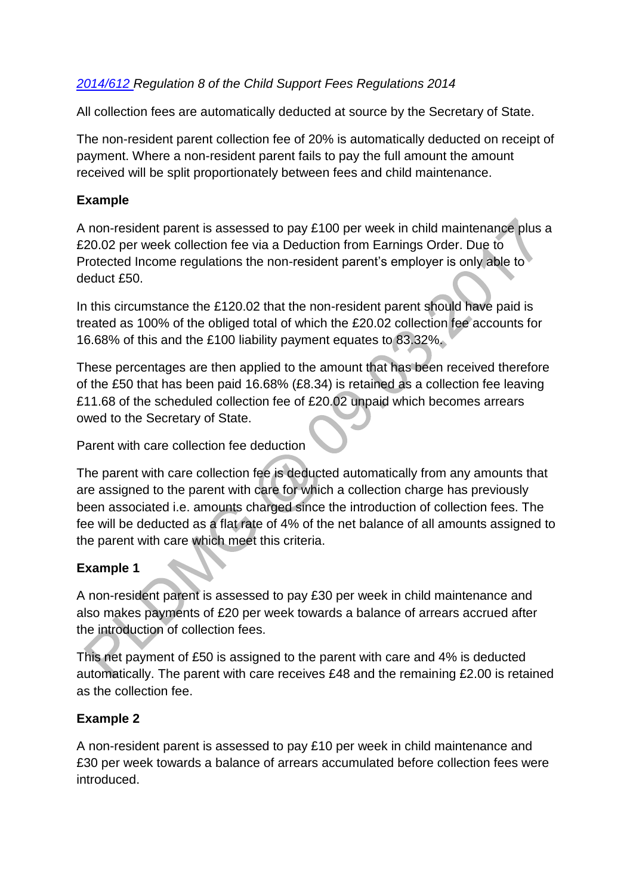*[2014/612](#) Regulation 8 of the Child Support Fees Regulations 2014*

All collection fees are automatically deducted at source by the Secretary of State.

The non-resident parent collection fee of 20% is automatically deducted on receipt of payment. Where a non-resident parent fails to pay the full amount the amount received will be split proportionately between fees and child maintenance.

**Example**

A non-resident parent is assessed to pay £100 per week in child maintenance plus a £20.02 per week collection fee via a Deduction from Earnings Order. Due to Protected Income regulations the non-resident parent's employer is only able to deduct £50.

In this circumstance the £120.02 that the non-resident parent should have paid is treated as 100% of the obliged total of which the £20.02 collection fee accounts for 16.68% of this and the £100 liability payment equates to 83.32%.

These percentages are then applied to the amount that has been received therefore of the £50 that has been paid 16.68% (£8.34) is retained as a collection fee leaving £11.68 of the scheduled collection fee of £20.02 unpaid which becomes arrears owed to the Secretary of State.

Parent with care collection fee deduction

The parent with care collection fee is deducted automatically from any amounts that are assigned to the parent with care for which a collection charge has previously been associated i.e. amounts charged since the introduction of collection fees. The fee will be deducted as a flat rate of 4% of the net balance of all amounts assigned to the parent with care which meet this criteria.

**Example 1**

A non-resident parent is assessed to pay £30 per week in child maintenance and also makes payments of £20 per week towards a balance of arrears accrued after the introduction of collection fees.

This net payment of £50 is assigned to the parent with care and 4% is deducted automatically. The parent with care receives £48 and the remaining £2.00 is retained as the collection fee.

**Example 2**

A non-resident parent is assessed to pay £10 per week in child maintenance and £30 per week towards a balance of arrears accumulated before collection fees were introduced.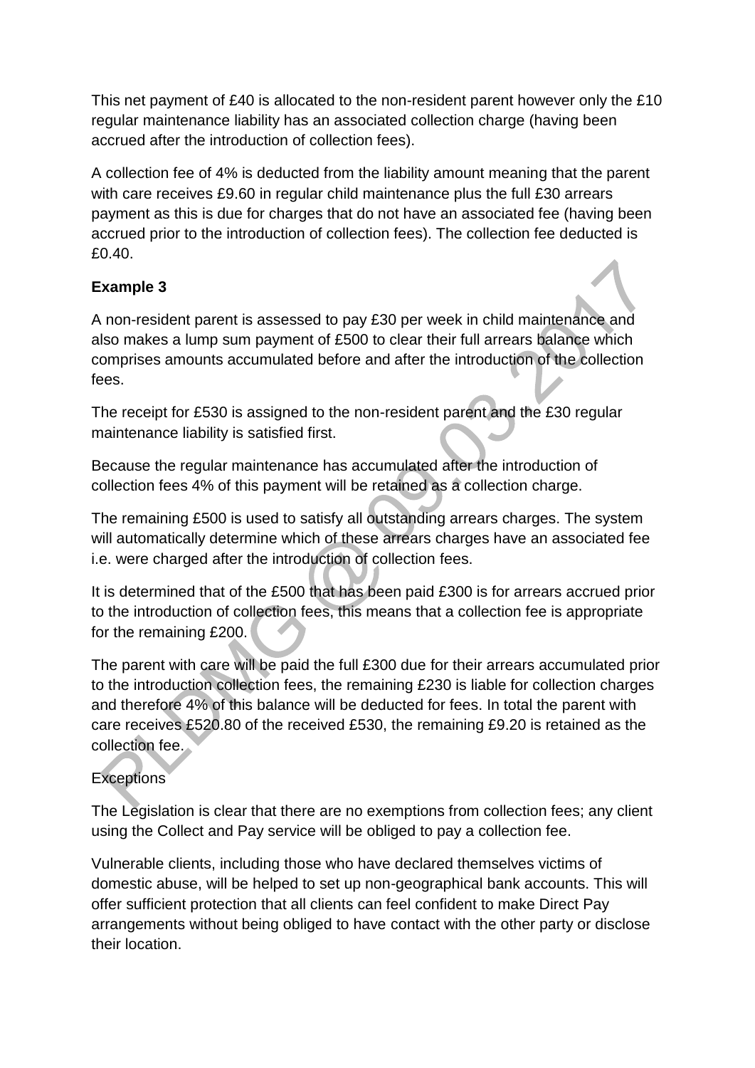This net payment of £40 is allocated to the non-resident parent however only the £10 regular maintenance liability has an associated collection charge (having been accrued after the introduction of collection fees).

A collection fee of 4% is deducted from the liability amount meaning that the parent with care receives £9.60 in regular child maintenance plus the full £30 arrears payment as this is due for charges that do not have an associated fee (having been accrued prior to the introduction of collection fees). The collection fee deducted is £0.40.

**Example 3**

A non-resident parent is assessed to pay £30 per week in child maintenance and also makes a lump sum payment of £500 to clear their full arrears balance which comprises amounts accumulated before and after the introduction of the collection fees.

The receipt for £530 is assigned to the non-resident parent and the £30 regular maintenance liability is satisfied first.

Because the regular maintenance has accumulated after the introduction of collection fees 4% of this payment will be retained as a collection charge.

The remaining £500 is used to satisfy all outstanding arrears charges. The system will automatically determine which of these arrears charges have an associated fee i.e. were charged after the introduction of collection fees.

It is determined that of the £500 that has been paid £300 is for arrears accrued prior to the introduction of collection fees, this means that a collection fee is appropriate for the remaining £200.

The parent with care will be paid the full £300 due for their arrears accumulated prior to the introduction collection fees, the remaining £230 is liable for collection charges and therefore 4% of this balance will be deducted for fees. In total the parent with care receives £520.80 of the received £530, the remaining £9.20 is retained as the collection fee.

Exceptions

The Legislation is clear that there are no exemptions from collection fees; any client using the Collect and Pay service will be obliged to pay a collection fee.

Vulnerable clients, including those who have declared themselves victims of domestic abuse, will be helped to set up non-geographical bank accounts. This will offer sufficient protection that all clients can feel confident to make Direct Pay arrangements without being obliged to have contact with the other party or disclose their location.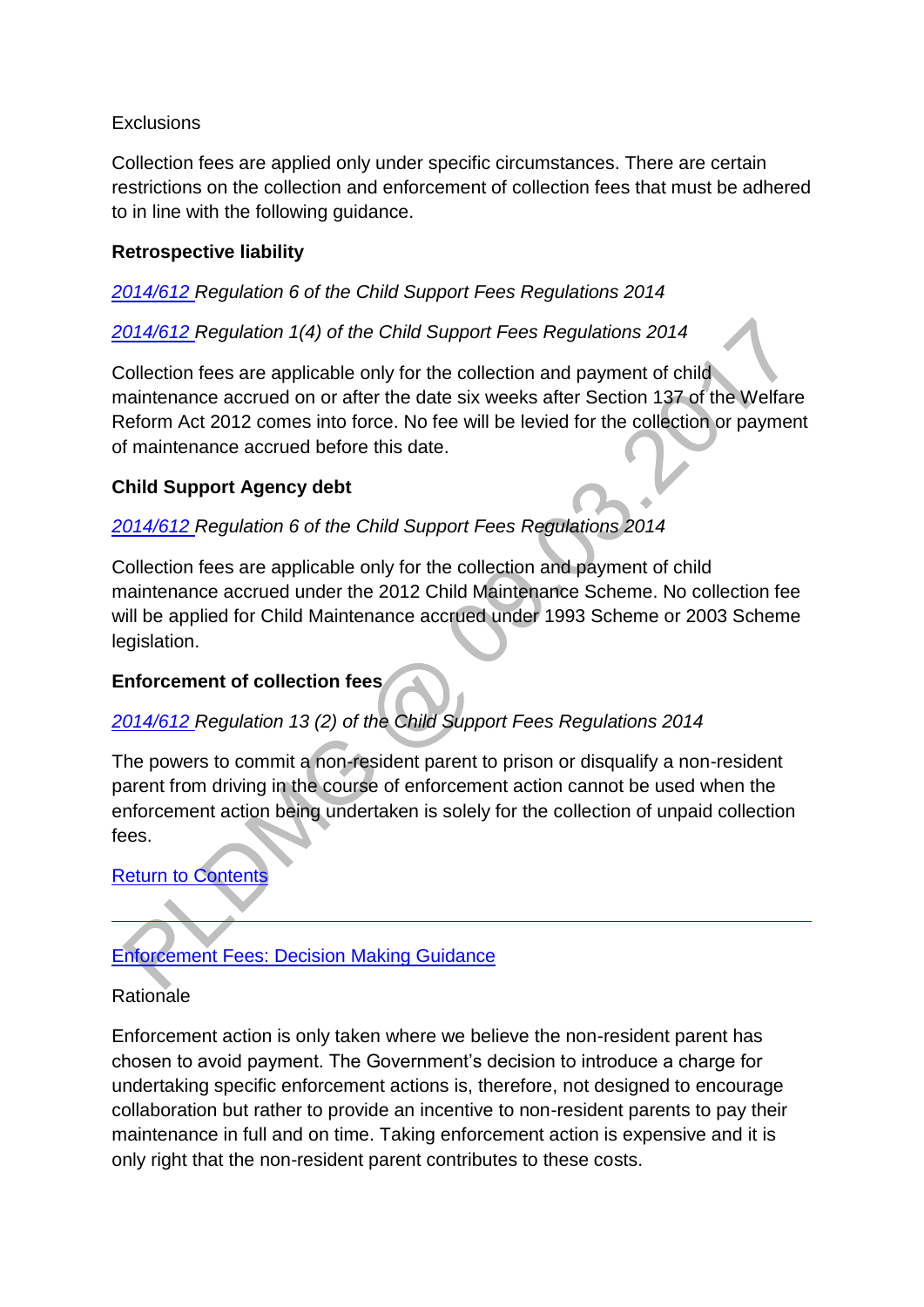Exclusions

Collection fees are applied only under specific circumstances. There are certain restrictions on the collection and enforcement of collection fees that must be adhered to in line with the following guidance.

**Retrospective liability**

*2014/612 Regulation 6 of the Child Support Fees Regulations 2014*

*2014/612 Regulation 1(4) of the Child Support Fees Regulations 2014*

Collection fees are applicable only for the collection and payment of child maintenance accrued on or after the date six weeks after Section 137 of the Welfare Reform Act 2012 comes into force. No fee will be levied for the collection or payment of maintenance accrued before this date.

**Child Support Agency debt**

*2014/612 Regulation 6 of the Child Support Fees Regulations 2014*

Collection fees are applicable only for the collection and payment of child maintenance accrued under the 2012 Child Maintenance Scheme. No collection fee will be applied for Child Maintenance accrued under 1993 Scheme or 2003 Scheme legislation.

**Enforcement of collection fees**

*2014/612 Regulation 13 (2) of the Child Support Fees Regulations 2014*

The powers to commit a non-resident parent to prison or disqualify a non-resident parent from driving in the course of enforcement action cannot be used when the enforcement action being undertaken is solely for the collection of unpaid collection fees.

Return to Contents

---

Enforcement Fees: Decision Making Guidance

Rationale

Enforcement action is only taken where we believe the non-resident parent has chosen to avoid payment. The Government's decision to introduce a charge for undertaking specific enforcement actions is, therefore, not designed to encourage collaboration but rather to provide an incentive to non-resident parents to pay their maintenance in full and on time. Taking enforcement action is expensive and it is only right that the non-resident parent contributes to these costs.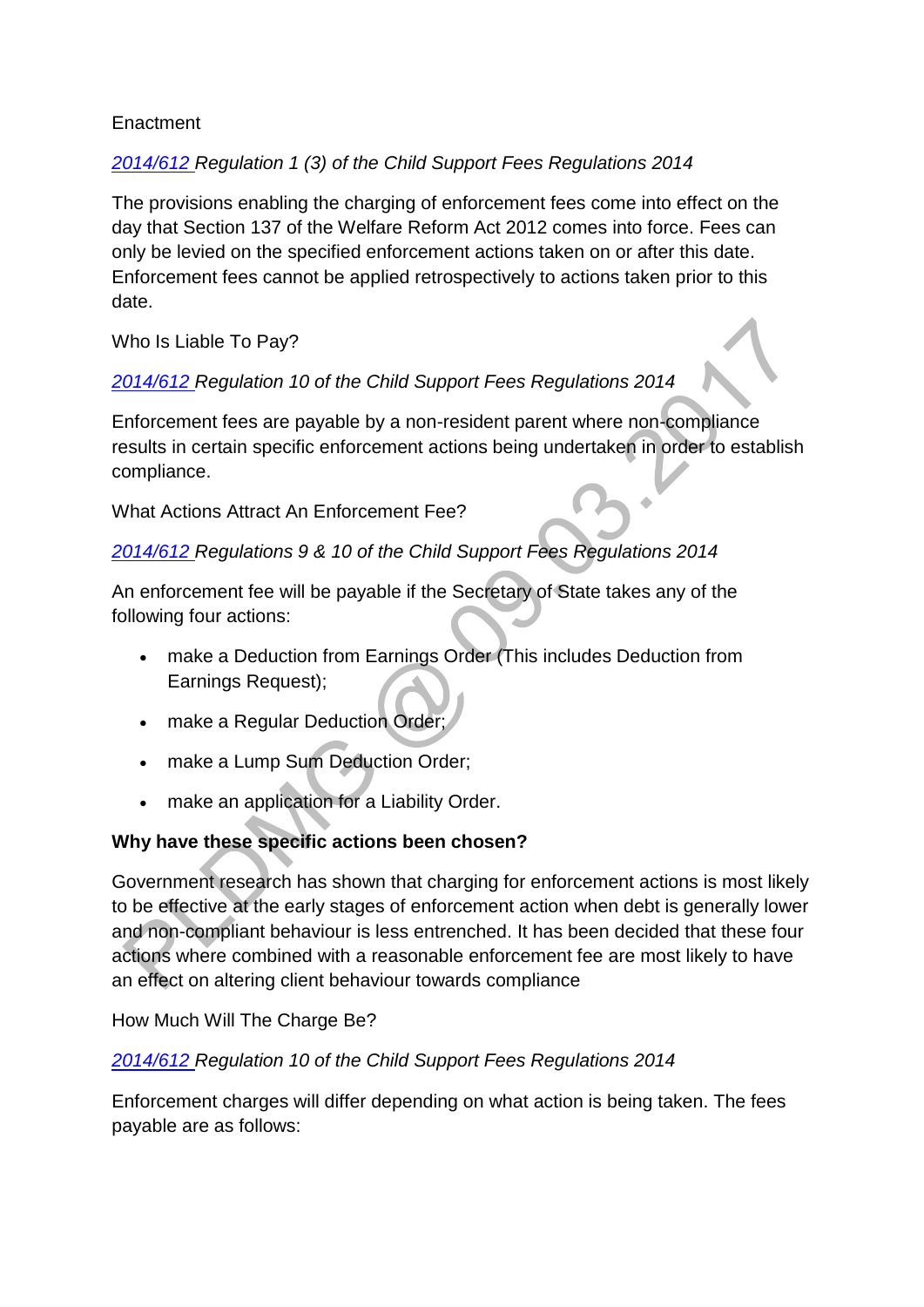Enactment

*2014/612 Regulation 1 (3) of the Child Support Fees Regulations 2014*

The provisions enabling the charging of enforcement fees come into effect on the day that Section 137 of the Welfare Reform Act 2012 comes into force. Fees can only be levied on the specified enforcement actions taken on or after this date. Enforcement fees cannot be applied retrospectively to actions taken prior to this date.

Who Is Liable To Pay?

*2014/612 Regulation 10 of the Child Support Fees Regulations 2014*

Enforcement fees are payable by a non-resident parent where non-compliance results in certain specific enforcement actions being undertaken in order to establish compliance.

What Actions Attract An Enforcement Fee?

*2014/612 Regulations 9 & 10 of the Child Support Fees Regulations 2014*

An enforcement fee will be payable if the Secretary of State takes any of the following four actions:

- make a Deduction from Earnings Order (This includes Deduction from Earnings Request);
- make a Regular Deduction Order;
- make a Lump Sum Deduction Order;
- make an application for a Liability Order.

**Why have these specific actions been chosen?**

Government research has shown that charging for enforcement actions is most likely to be effective at the early stages of enforcement action when debt is generally lower and non-compliant behaviour is less entrenched. It has been decided that these four actions where combined with a reasonable enforcement fee are most likely to have an effect on altering client behaviour towards compliance

How Much Will The Charge Be?

*2014/612 Regulation 10 of the Child Support Fees Regulations 2014*

Enforcement charges will differ depending on what action is being taken. The fees payable are as follows: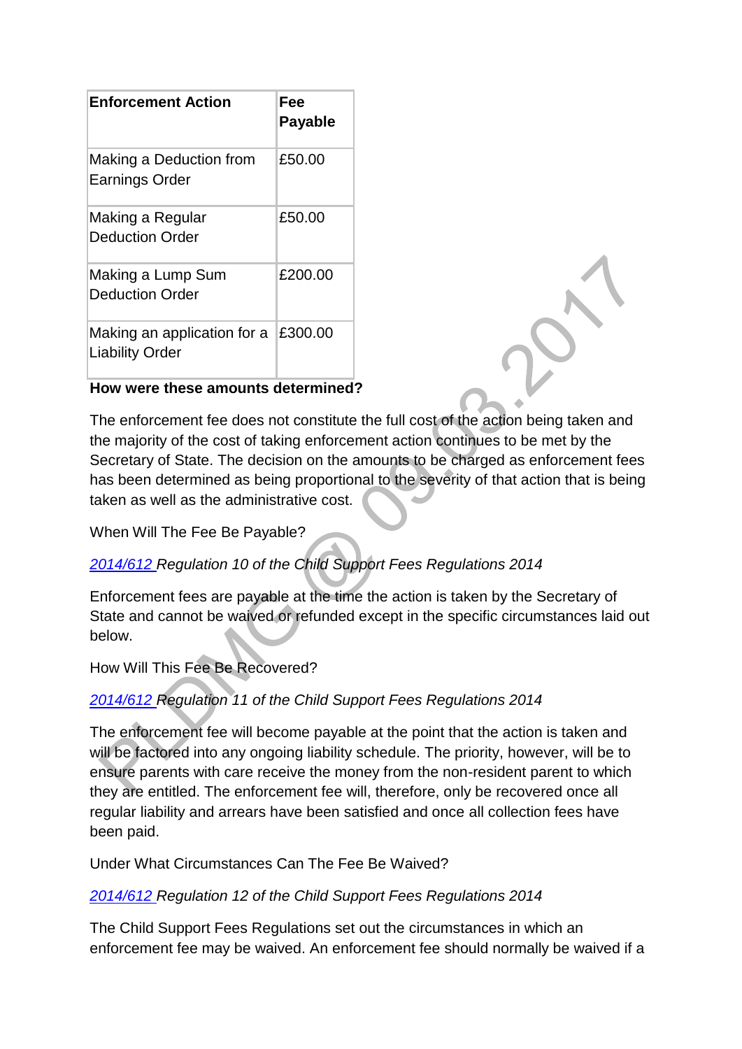| Enforcement Action | Fee Payable |
|---|---|
| Making a Deduction from Earnings Order | £50.00 |
| Making a Regular Deduction Order | £50.00 |
| Making a Lump Sum Deduction Order | £200.00 |
| Making an application for a Liability Order | £300.00 |

**How were these amounts determined?**

The enforcement fee does not constitute the full cost of the action being taken and the majority of the cost of taking enforcement action continues to be met by the Secretary of State. The decision on the amounts to be charged as enforcement fees has been determined as being proportional to the severity of that action that is being taken as well as the administrative cost.

When Will The Fee Be Payable?

*2014/612 Regulation 10 of the Child Support Fees Regulations 2014*

Enforcement fees are payable at the time the action is taken by the Secretary of State and cannot be waived or refunded except in the specific circumstances laid out below.

How Will This Fee Be Recovered?

*2014/612 Regulation 11 of the Child Support Fees Regulations 2014*

The enforcement fee will become payable at the point that the action is taken and will be factored into any ongoing liability schedule. The priority, however, will be to ensure parents with care receive the money from the non-resident parent to which they are entitled. The enforcement fee will, therefore, only be recovered once all regular liability and arrears have been satisfied and once all collection fees have been paid.

Under What Circumstances Can The Fee Be Waived?

*2014/612 Regulation 12 of the Child Support Fees Regulations 2014*

The Child Support Fees Regulations set out the circumstances in which an enforcement fee may be waived. An enforcement fee should normally be waived if a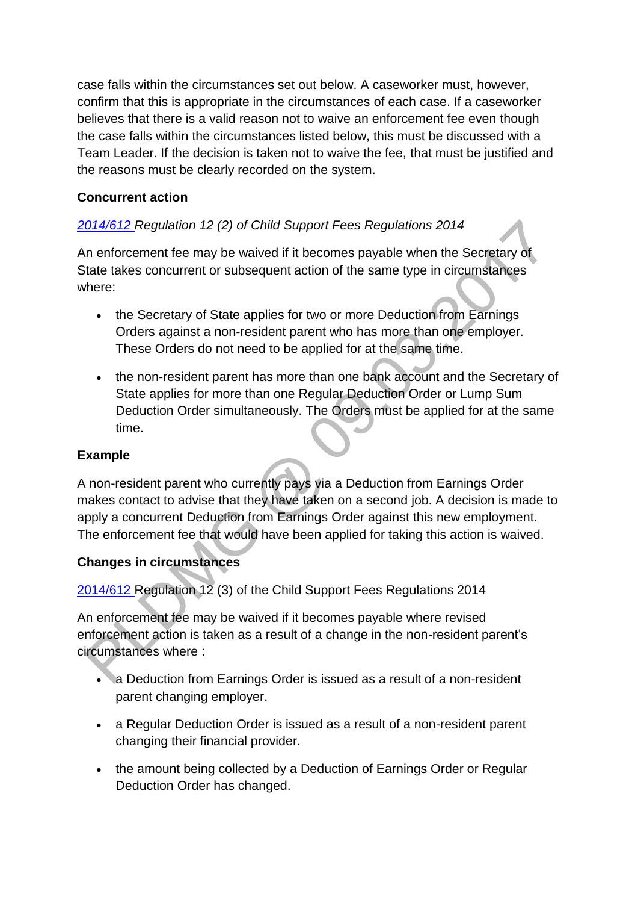case falls within the circumstances set out below. A caseworker must, however, confirm that this is appropriate in the circumstances of each case. If a caseworker believes that there is a valid reason not to waive an enforcement fee even though the case falls within the circumstances listed below, this must be discussed with a Team Leader. If the decision is taken not to waive the fee, that must be justified and the reasons must be clearly recorded on the system.

**Concurrent action**

*2014/612 Regulation 12 (2) of Child Support Fees Regulations 2014*

An enforcement fee may be waived if it becomes payable when the Secretary of State takes concurrent or subsequent action of the same type in circumstances where:

- the Secretary of State applies for two or more Deduction from Earnings Orders against a non-resident parent who has more than one employer. These Orders do not need to be applied for at the same time.
- the non-resident parent has more than one bank account and the Secretary of State applies for more than one Regular Deduction Order or Lump Sum Deduction Order simultaneously. The Orders must be applied for at the same time.

**Example**

A non-resident parent who currently pays via a Deduction from Earnings Order makes contact to advise that they have taken on a second job. A decision is made to apply a concurrent Deduction from Earnings Order against this new employment. The enforcement fee that would have been applied for taking this action is waived.

**Changes in circumstances**

2014/612 Regulation 12 (3) of the Child Support Fees Regulations 2014

An enforcement fee may be waived if it becomes payable where revised enforcement action is taken as a result of a change in the non-resident parent's circumstances where :

- a Deduction from Earnings Order is issued as a result of a non-resident parent changing employer.
- a Regular Deduction Order is issued as a result of a non-resident parent changing their financial provider.
- the amount being collected by a Deduction of Earnings Order or Regular Deduction Order has changed.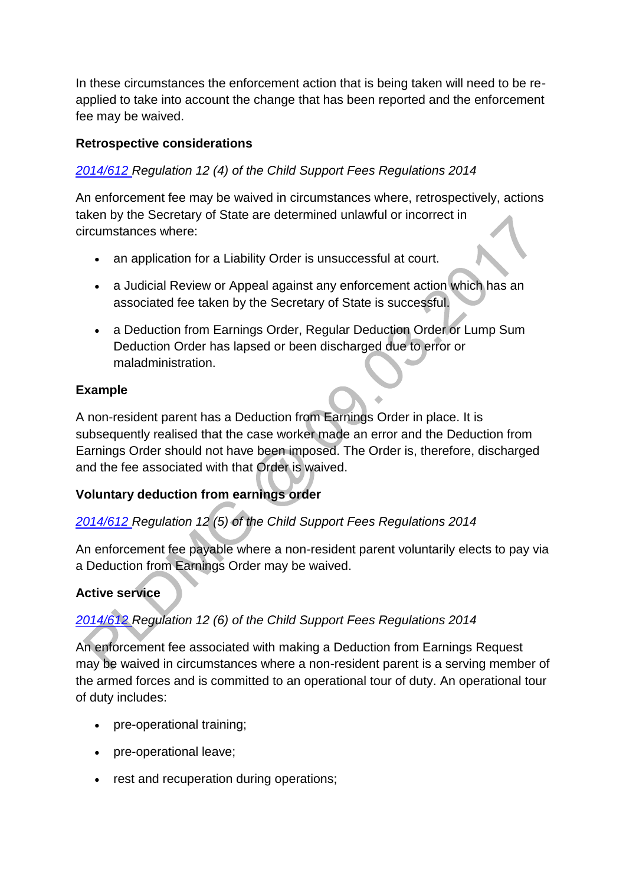In these circumstances the enforcement action that is being taken will need to be re-applied to take into account the change that has been reported and the enforcement fee may be waived.

**Retrospective considerations**

*2014/612 Regulation 12 (4) of the Child Support Fees Regulations 2014*

An enforcement fee may be waived in circumstances where, retrospectively, actions taken by the Secretary of State are determined unlawful or incorrect in circumstances where:

- an application for a Liability Order is unsuccessful at court.
- a Judicial Review or Appeal against any enforcement action which has an associated fee taken by the Secretary of State is successful.
- a Deduction from Earnings Order, Regular Deduction Order or Lump Sum Deduction Order has lapsed or been discharged due to error or maladministration.

**Example**

A non-resident parent has a Deduction from Earnings Order in place. It is subsequently realised that the case worker made an error and the Deduction from Earnings Order should not have been imposed. The Order is, therefore, discharged and the fee associated with that Order is waived.

**Voluntary deduction from earnings order**

*2014/612 Regulation 12 (5) of the Child Support Fees Regulations 2014*

An enforcement fee payable where a non-resident parent voluntarily elects to pay via a Deduction from Earnings Order may be waived.

**Active service**

*2014/612 Regulation 12 (6) of the Child Support Fees Regulations 2014*

An enforcement fee associated with making a Deduction from Earnings Request may be waived in circumstances where a non-resident parent is a serving member of the armed forces and is committed to an operational tour of duty. An operational tour of duty includes:

- pre-operational training;
- pre-operational leave;
- rest and recuperation during operations;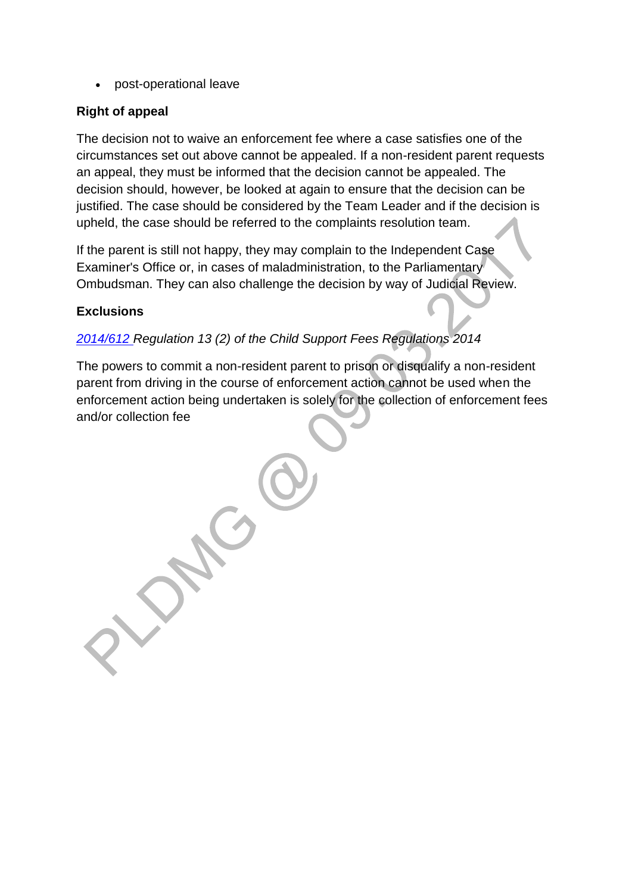- post-operational leave

**Right of appeal**

The decision not to waive an enforcement fee where a case satisfies one of the circumstances set out above cannot be appealed. If a non-resident parent requests an appeal, they must be informed that the decision cannot be appealed. The decision should, however, be looked at again to ensure that the decision can be justified. The case should be considered by the Team Leader and if the decision is upheld, the case should be referred to the complaints resolution team.

If the parent is still not happy, they may complain to the Independent Case Examiner's Office or, in cases of maladministration, to the Parliamentary Ombudsman. They can also challenge the decision by way of Judicial Review.

**Exclusions**

*2014/612 Regulation 13 (2) of the Child Support Fees Regulations 2014*

The powers to commit a non-resident parent to prison or disqualify a non-resident parent from driving in the course of enforcement action cannot be used when the enforcement action being undertaken is solely for the collection of enforcement fees and/or collection fee